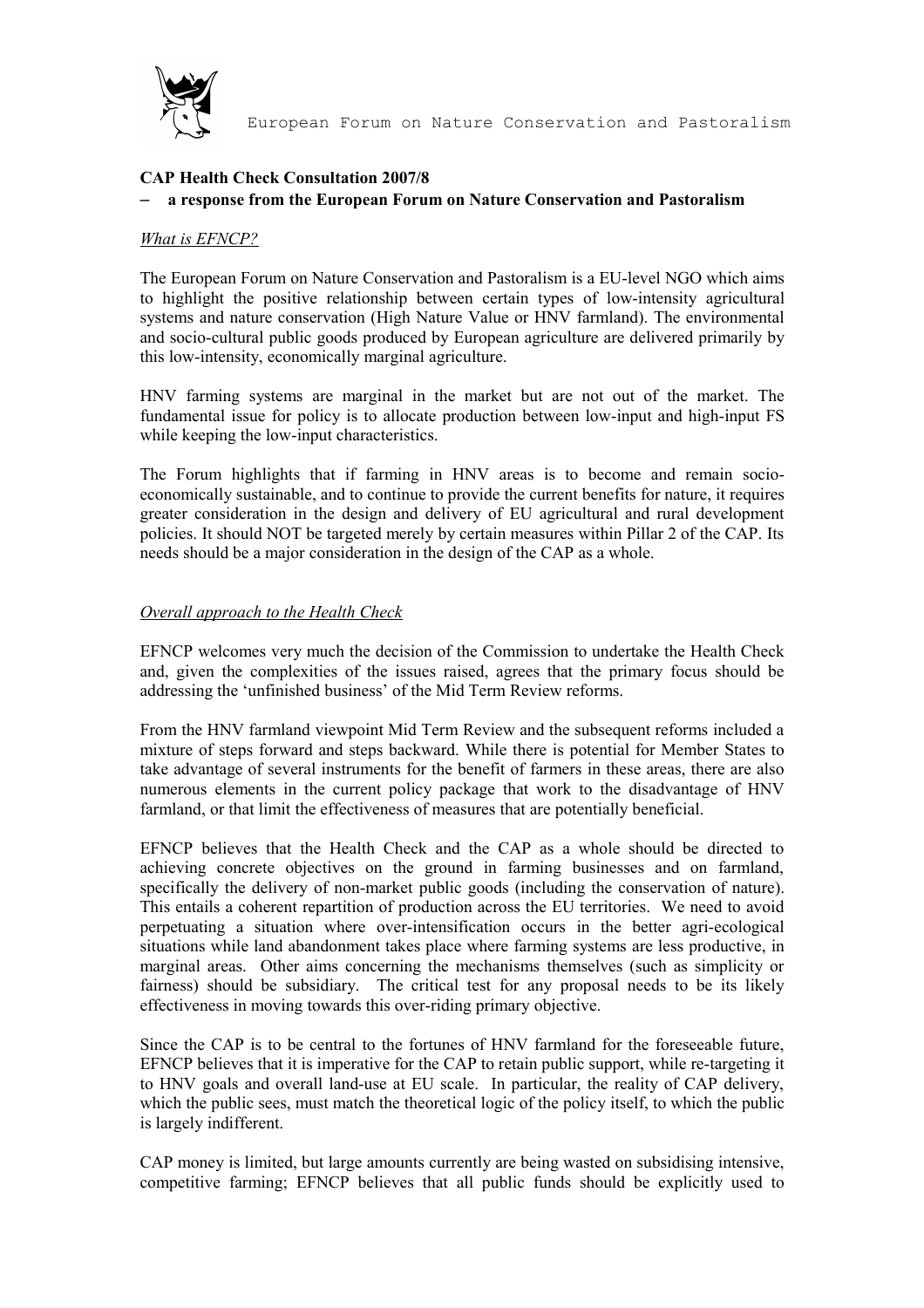European Forum on Nature Conservation and Pastoralism

**CAP Health Check Consultation 2007/8**
**– a response from the European Forum on Nature Conservation and Pastoralism**

*What is EFNCP?*

The European Forum on Nature Conservation and Pastoralism is a EU-level NGO which aims to highlight the positive relationship between certain types of low-intensity agricultural systems and nature conservation (High Nature Value or HNV farmland). The environmental and socio-cultural public goods produced by European agriculture are delivered primarily by this low-intensity, economically marginal agriculture.

HNV farming systems are marginal in the market but are not out of the market. The fundamental issue for policy is to allocate production between low-input and high-input FS while keeping the low-input characteristics.

The Forum highlights that if farming in HNV areas is to become and remain socio-economically sustainable, and to continue to provide the current benefits for nature, it requires greater consideration in the design and delivery of EU agricultural and rural development policies. It should NOT be targeted merely by certain measures within Pillar 2 of the CAP. Its needs should be a major consideration in the design of the CAP as a whole.

*Overall approach to the Health Check*

EFNCP welcomes very much the decision of the Commission to undertake the Health Check and, given the complexities of the issues raised, agrees that the primary focus should be addressing the 'unfinished business' of the Mid Term Review reforms.

From the HNV farmland viewpoint Mid Term Review and the subsequent reforms included a mixture of steps forward and steps backward. While there is potential for Member States to take advantage of several instruments for the benefit of farmers in these areas, there are also numerous elements in the current policy package that work to the disadvantage of HNV farmland, or that limit the effectiveness of measures that are potentially beneficial.

EFNCP believes that the Health Check and the CAP as a whole should be directed to achieving concrete objectives on the ground in farming businesses and on farmland, specifically the delivery of non-market public goods (including the conservation of nature). This entails a coherent repartition of production across the EU territories. We need to avoid perpetuating a situation where over-intensification occurs in the better agri-ecological situations while land abandonment takes place where farming systems are less productive, in marginal areas. Other aims concerning the mechanisms themselves (such as simplicity or fairness) should be subsidiary. The critical test for any proposal needs to be its likely effectiveness in moving towards this over-riding primary objective.

Since the CAP is to be central to the fortunes of HNV farmland for the foreseeable future, EFNCP believes that it is imperative for the CAP to retain public support, while re-targeting it to HNV goals and overall land-use at EU scale. In particular, the reality of CAP delivery, which the public sees, must match the theoretical logic of the policy itself, to which the public is largely indifferent.

CAP money is limited, but large amounts currently are being wasted on subsidising intensive, competitive farming; EFNCP believes that all public funds should be explicitly used to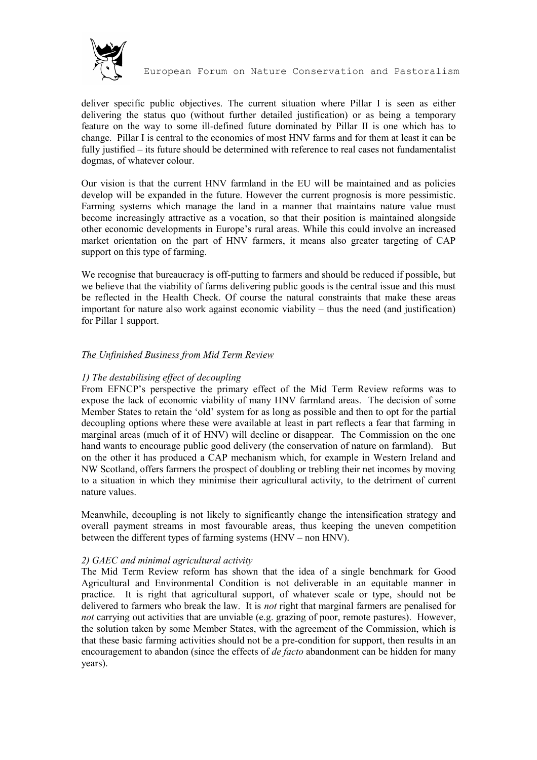deliver specific public objectives. The current situation where Pillar I is seen as either delivering the status quo (without further detailed justification) or as being a temporary feature on the way to some ill-defined future dominated by Pillar II is one which has to change. Pillar I is central to the economies of most HNV farms and for them at least it can be fully justified – its future should be determined with reference to real cases not fundamentalist dogmas, of whatever colour.

Our vision is that the current HNV farmland in the EU will be maintained and as policies develop will be expanded in the future. However the current prognosis is more pessimistic. Farming systems which manage the land in a manner that maintains nature value must become increasingly attractive as a vocation, so that their position is maintained alongside other economic developments in Europe's rural areas. While this could involve an increased market orientation on the part of HNV farmers, it means also greater targeting of CAP support on this type of farming.

We recognise that bureaucracy is off-putting to farmers and should be reduced if possible, but we believe that the viability of farms delivering public goods is the central issue and this must be reflected in the Health Check. Of course the natural constraints that make these areas important for nature also work against economic viability – thus the need (and justification) for Pillar 1 support.

## *The Unfinished Business from Mid Term Review*

### *1) The destabilising effect of decoupling*

From EFNCP's perspective the primary effect of the Mid Term Review reforms was to expose the lack of economic viability of many HNV farmland areas. The decision of some Member States to retain the 'old' system for as long as possible and then to opt for the partial decoupling options where these were available at least in part reflects a fear that farming in marginal areas (much of it of HNV) will decline or disappear. The Commission on the one hand wants to encourage public good delivery (the conservation of nature on farmland). But on the other it has produced a CAP mechanism which, for example in Western Ireland and NW Scotland, offers farmers the prospect of doubling or trebling their net incomes by moving to a situation in which they minimise their agricultural activity, to the detriment of current nature values.

Meanwhile, decoupling is not likely to significantly change the intensification strategy and overall payment streams in most favourable areas, thus keeping the uneven competition between the different types of farming systems (HNV – non HNV).

### *2) GAEC and minimal agricultural activity*

The Mid Term Review reform has shown that the idea of a single benchmark for Good Agricultural and Environmental Condition is not deliverable in an equitable manner in practice. It is right that agricultural support, of whatever scale or type, should not be delivered to farmers who break the law. It is *not* right that marginal farmers are penalised for *not* carrying out activities that are unviable (e.g. grazing of poor, remote pastures). However, the solution taken by some Member States, with the agreement of the Commission, which is that these basic farming activities should not be a pre-condition for support, then results in an encouragement to abandon (since the effects of *de facto* abandonment can be hidden for many years).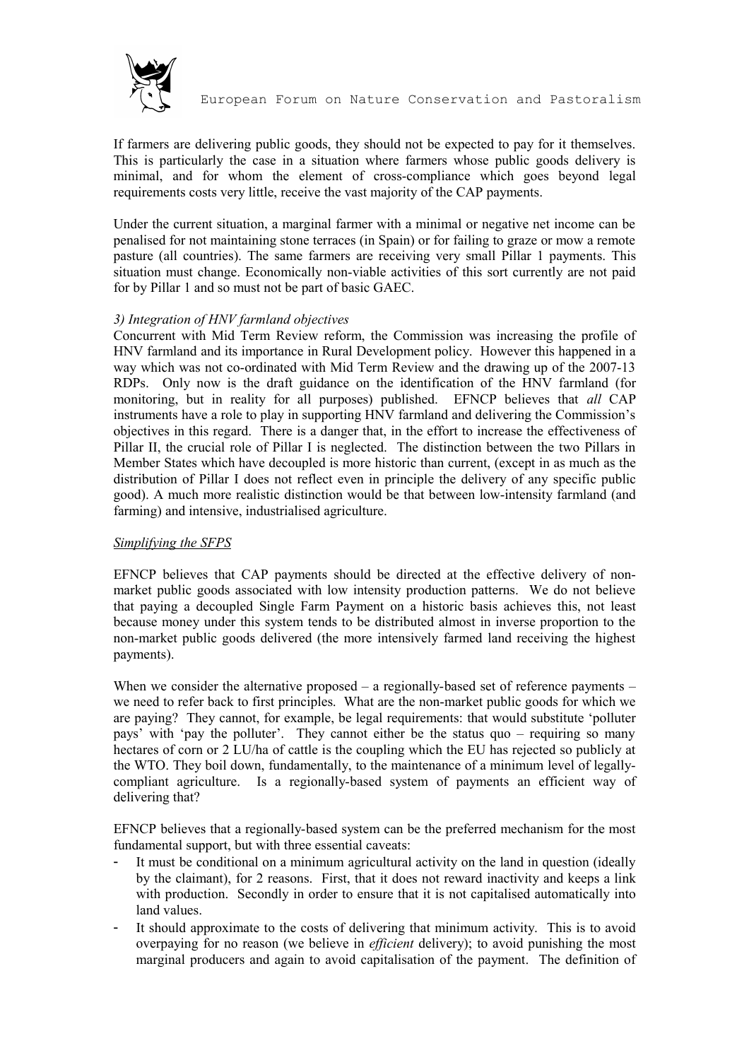If farmers are delivering public goods, they should not be expected to pay for it themselves. This is particularly the case in a situation where farmers whose public goods delivery is minimal, and for whom the element of cross-compliance which goes beyond legal requirements costs very little, receive the vast majority of the CAP payments.

Under the current situation, a marginal farmer with a minimal or negative net income can be penalised for not maintaining stone terraces (in Spain) or for failing to graze or mow a remote pasture (all countries). The same farmers are receiving very small Pillar 1 payments. This situation must change. Economically non-viable activities of this sort currently are not paid for by Pillar 1 and so must not be part of basic GAEC.

*3) Integration of HNV farmland objectives*

Concurrent with Mid Term Review reform, the Commission was increasing the profile of HNV farmland and its importance in Rural Development policy. However this happened in a way which was not co-ordinated with Mid Term Review and the drawing up of the 2007-13 RDPs. Only now is the draft guidance on the identification of the HNV farmland (for monitoring, but in reality for all purposes) published. EFNCP believes that *all* CAP instruments have a role to play in supporting HNV farmland and delivering the Commission's objectives in this regard. There is a danger that, in the effort to increase the effectiveness of Pillar II, the crucial role of Pillar I is neglected. The distinction between the two Pillars in Member States which have decoupled is more historic than current, (except in as much as the distribution of Pillar I does not reflect even in principle the delivery of any specific public good). A much more realistic distinction would be that between low-intensity farmland (and farming) and intensive, industrialised agriculture.

## Simplifying the SFPS

EFNCP believes that CAP payments should be directed at the effective delivery of non-market public goods associated with low intensity production patterns. We do not believe that paying a decoupled Single Farm Payment on a historic basis achieves this, not least because money under this system tends to be distributed almost in inverse proportion to the non-market public goods delivered (the more intensively farmed land receiving the highest payments).

When we consider the alternative proposed – a regionally-based set of reference payments – we need to refer back to first principles. What are the non-market public goods for which we are paying? They cannot, for example, be legal requirements: that would substitute 'polluter pays' with 'pay the polluter'. They cannot either be the status quo – requiring so many hectares of corn or 2 LU/ha of cattle is the coupling which the EU has rejected so publicly at the WTO. They boil down, fundamentally, to the maintenance of a minimum level of legally-compliant agriculture. Is a regionally-based system of payments an efficient way of delivering that?

EFNCP believes that a regionally-based system can be the preferred mechanism for the most fundamental support, but with three essential caveats:

- It must be conditional on a minimum agricultural activity on the land in question (ideally by the claimant), for 2 reasons. First, that it does not reward inactivity and keeps a link with production. Secondly in order to ensure that it is not capitalised automatically into land values.
- It should approximate to the costs of delivering that minimum activity. This is to avoid overpaying for no reason (we believe in *efficient* delivery); to avoid punishing the most marginal producers and again to avoid capitalisation of the payment. The definition of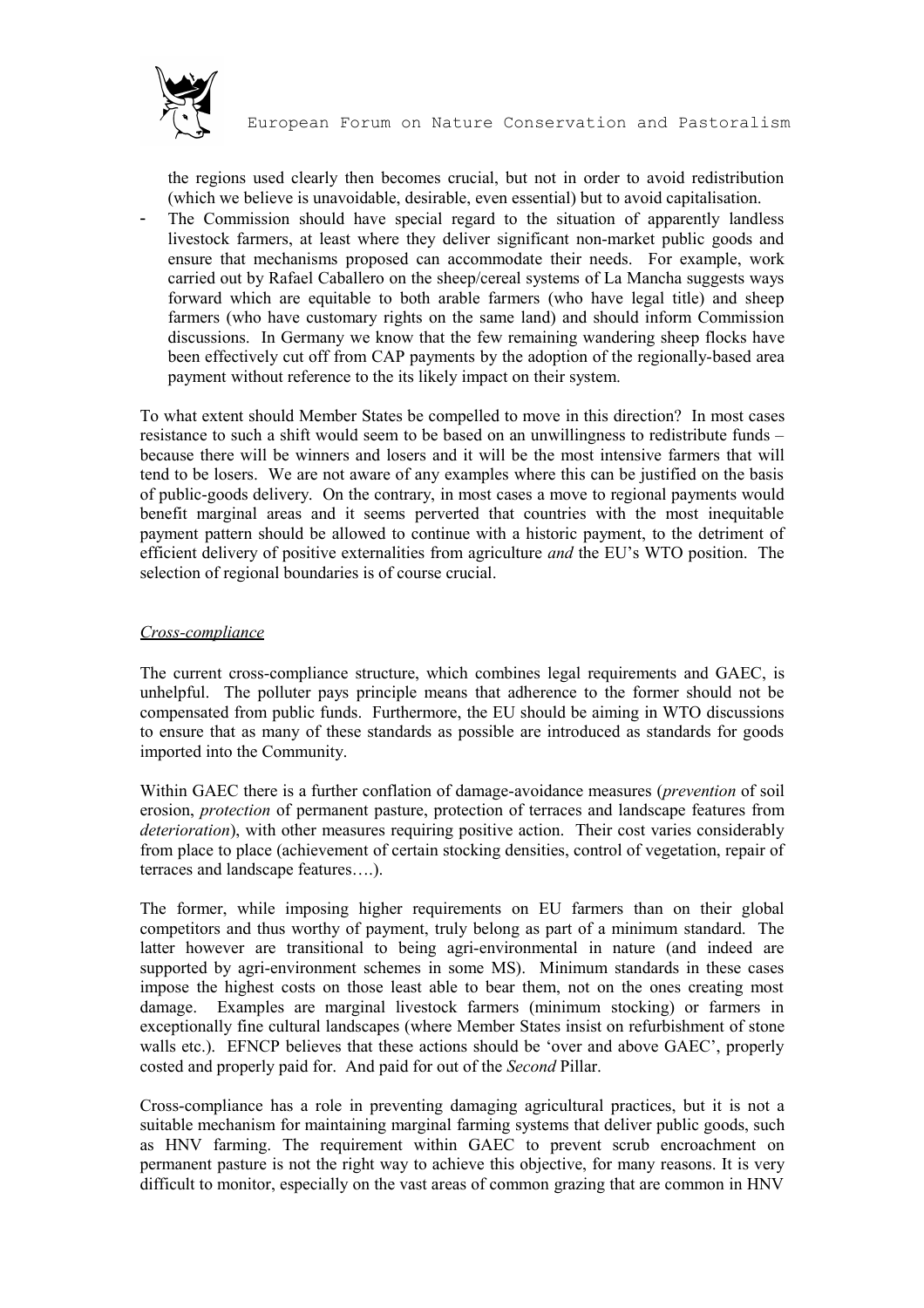the regions used clearly then becomes crucial, but not in order to avoid redistribution (which we believe is unavoidable, desirable, even essential) but to avoid capitalisation.

- The Commission should have special regard to the situation of apparently landless livestock farmers, at least where they deliver significant non-market public goods and ensure that mechanisms proposed can accommodate their needs. For example, work carried out by Rafael Caballero on the sheep/cereal systems of La Mancha suggests ways forward which are equitable to both arable farmers (who have legal title) and sheep farmers (who have customary rights on the same land) and should inform Commission discussions. In Germany we know that the few remaining wandering sheep flocks have been effectively cut off from CAP payments by the adoption of the regionally-based area payment without reference to the its likely impact on their system.

To what extent should Member States be compelled to move in this direction? In most cases resistance to such a shift would seem to be based on an unwillingness to redistribute funds – because there will be winners and losers and it will be the most intensive farmers that will tend to be losers. We are not aware of any examples where this can be justified on the basis of public-goods delivery. On the contrary, in most cases a move to regional payments would benefit marginal areas and it seems perverted that countries with the most inequitable payment pattern should be allowed to continue with a historic payment, to the detriment of efficient delivery of positive externalities from agriculture *and* the EU's WTO position. The selection of regional boundaries is of course crucial.

*Cross-compliance*

The current cross-compliance structure, which combines legal requirements and GAEC, is unhelpful. The polluter pays principle means that adherence to the former should not be compensated from public funds. Furthermore, the EU should be aiming in WTO discussions to ensure that as many of these standards as possible are introduced as standards for goods imported into the Community.

Within GAEC there is a further conflation of damage-avoidance measures (*prevention* of soil erosion, *protection* of permanent pasture, protection of terraces and landscape features from *deterioration*), with other measures requiring positive action. Their cost varies considerably from place to place (achievement of certain stocking densities, control of vegetation, repair of terraces and landscape features….).

The former, while imposing higher requirements on EU farmers than on their global competitors and thus worthy of payment, truly belong as part of a minimum standard. The latter however are transitional to being agri-environmental in nature (and indeed are supported by agri-environment schemes in some MS). Minimum standards in these cases impose the highest costs on those least able to bear them, not on the ones creating most damage. Examples are marginal livestock farmers (minimum stocking) or farmers in exceptionally fine cultural landscapes (where Member States insist on refurbishment of stone walls etc.). EFNCP believes that these actions should be 'over and above GAEC', properly costed and properly paid for. And paid for out of the *Second* Pillar.

Cross-compliance has a role in preventing damaging agricultural practices, but it is not a suitable mechanism for maintaining marginal farming systems that deliver public goods, such as HNV farming. The requirement within GAEC to prevent scrub encroachment on permanent pasture is not the right way to achieve this objective, for many reasons. It is very difficult to monitor, especially on the vast areas of common grazing that are common in HNV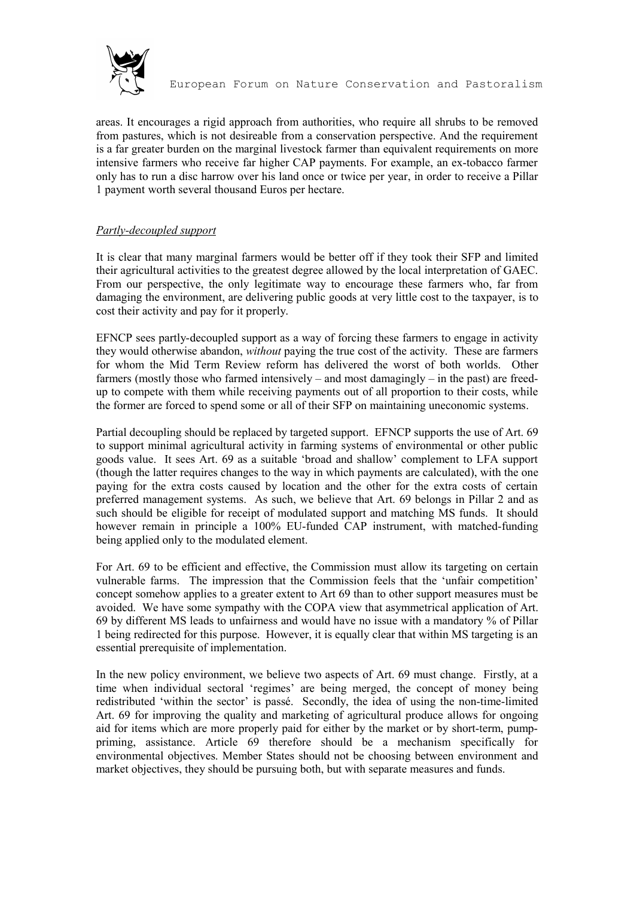areas. It encourages a rigid approach from authorities, who require all shrubs to be removed from pastures, which is not desireable from a conservation perspective. And the requirement is a far greater burden on the marginal livestock farmer than equivalent requirements on more intensive farmers who receive far higher CAP payments. For example, an ex-tobacco farmer only has to run a disc harrow over his land once or twice per year, in order to receive a Pillar 1 payment worth several thousand Euros per hectare.

*Partly-decoupled support*

It is clear that many marginal farmers would be better off if they took their SFP and limited their agricultural activities to the greatest degree allowed by the local interpretation of GAEC. From our perspective, the only legitimate way to encourage these farmers who, far from damaging the environment, are delivering public goods at very little cost to the taxpayer, is to cost their activity and pay for it properly.

EFNCP sees partly-decoupled support as a way of forcing these farmers to engage in activity they would otherwise abandon, *without* paying the true cost of the activity. These are farmers for whom the Mid Term Review reform has delivered the worst of both worlds. Other farmers (mostly those who farmed intensively – and most damagingly – in the past) are freed-up to compete with them while receiving payments out of all proportion to their costs, while the former are forced to spend some or all of their SFP on maintaining uneconomic systems.

Partial decoupling should be replaced by targeted support. EFNCP supports the use of Art. 69 to support minimal agricultural activity in farming systems of environmental or other public goods value. It sees Art. 69 as a suitable 'broad and shallow' complement to LFA support (though the latter requires changes to the way in which payments are calculated), with the one paying for the extra costs caused by location and the other for the extra costs of certain preferred management systems. As such, we believe that Art. 69 belongs in Pillar 2 and as such should be eligible for receipt of modulated support and matching MS funds. It should however remain in principle a 100% EU-funded CAP instrument, with matched-funding being applied only to the modulated element.

For Art. 69 to be efficient and effective, the Commission must allow its targeting on certain vulnerable farms. The impression that the Commission feels that the 'unfair competition' concept somehow applies to a greater extent to Art 69 than to other support measures must be avoided. We have some sympathy with the COPA view that asymmetrical application of Art. 69 by different MS leads to unfairness and would have no issue with a mandatory % of Pillar 1 being redirected for this purpose. However, it is equally clear that within MS targeting is an essential prerequisite of implementation.

In the new policy environment, we believe two aspects of Art. 69 must change. Firstly, at a time when individual sectoral 'regimes' are being merged, the concept of money being redistributed 'within the sector' is passé. Secondly, the idea of using the non-time-limited Art. 69 for improving the quality and marketing of agricultural produce allows for ongoing aid for items which are more properly paid for either by the market or by short-term, pump-priming, assistance. Article 69 therefore should be a mechanism specifically for environmental objectives. Member States should not be choosing between environment and market objectives, they should be pursuing both, but with separate measures and funds.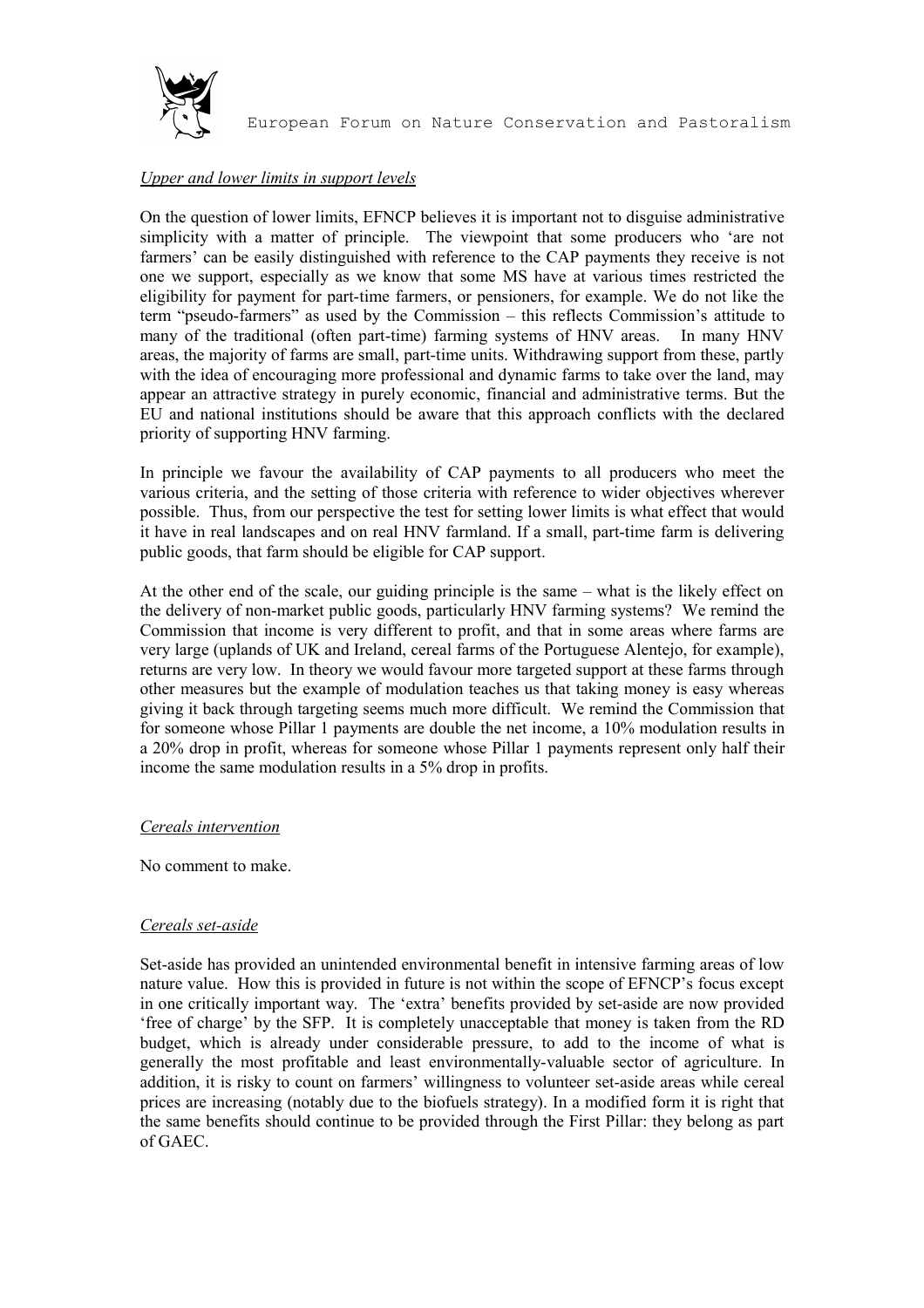*Upper and lower limits in support levels*

On the question of lower limits, EFNCP believes it is important not to disguise administrative simplicity with a matter of principle. The viewpoint that some producers who 'are not farmers' can be easily distinguished with reference to the CAP payments they receive is not one we support, especially as we know that some MS have at various times restricted the eligibility for payment for part-time farmers, or pensioners, for example. We do not like the term "pseudo-farmers" as used by the Commission – this reflects Commission's attitude to many of the traditional (often part-time) farming systems of HNV areas. In many HNV areas, the majority of farms are small, part-time units. Withdrawing support from these, partly with the idea of encouraging more professional and dynamic farms to take over the land, may appear an attractive strategy in purely economic, financial and administrative terms. But the EU and national institutions should be aware that this approach conflicts with the declared priority of supporting HNV farming.

In principle we favour the availability of CAP payments to all producers who meet the various criteria, and the setting of those criteria with reference to wider objectives wherever possible. Thus, from our perspective the test for setting lower limits is what effect that would it have in real landscapes and on real HNV farmland. If a small, part-time farm is delivering public goods, that farm should be eligible for CAP support.

At the other end of the scale, our guiding principle is the same – what is the likely effect on the delivery of non-market public goods, particularly HNV farming systems? We remind the Commission that income is very different to profit, and that in some areas where farms are very large (uplands of UK and Ireland, cereal farms of the Portuguese Alentejo, for example), returns are very low. In theory we would favour more targeted support at these farms through other measures but the example of modulation teaches us that taking money is easy whereas giving it back through targeting seems much more difficult. We remind the Commission that for someone whose Pillar 1 payments are double the net income, a 10% modulation results in a 20% drop in profit, whereas for someone whose Pillar 1 payments represent only half their income the same modulation results in a 5% drop in profits.

*Cereals intervention*

No comment to make.

*Cereals set-aside*

Set-aside has provided an unintended environmental benefit in intensive farming areas of low nature value. How this is provided in future is not within the scope of EFNCP's focus except in one critically important way. The 'extra' benefits provided by set-aside are now provided 'free of charge' by the SFP. It is completely unacceptable that money is taken from the RD budget, which is already under considerable pressure, to add to the income of what is generally the most profitable and least environmentally-valuable sector of agriculture. In addition, it is risky to count on farmers' willingness to volunteer set-aside areas while cereal prices are increasing (notably due to the biofuels strategy). In a modified form it is right that the same benefits should continue to be provided through the First Pillar: they belong as part of GAEC.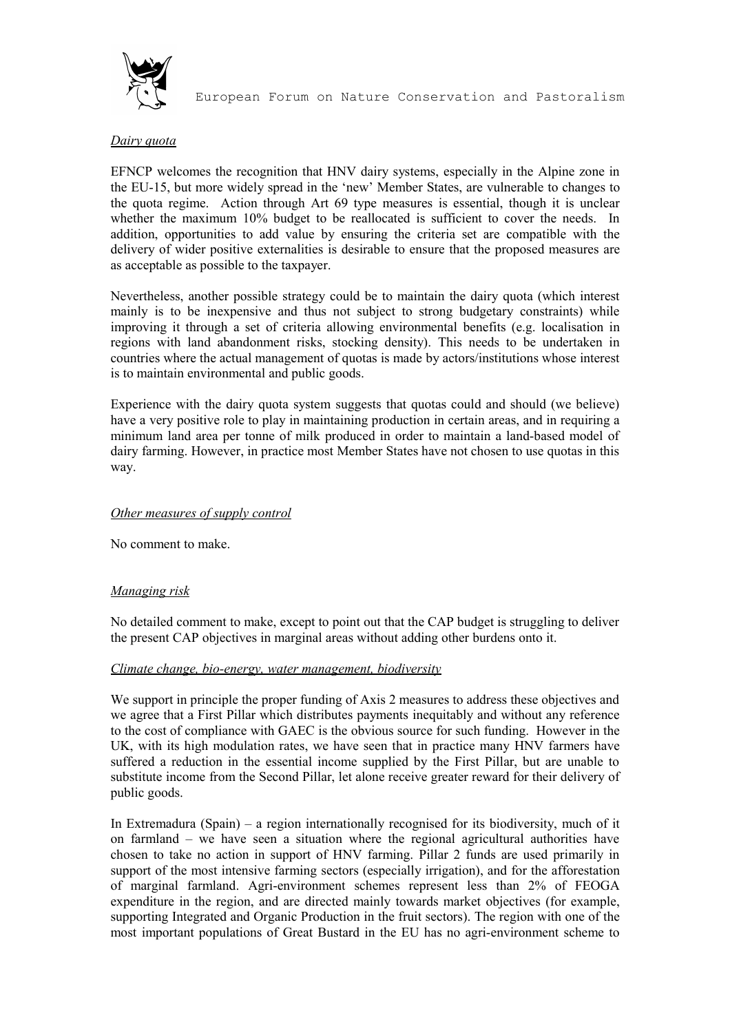*Dairy quota*

EFNCP welcomes the recognition that HNV dairy systems, especially in the Alpine zone in the EU-15, but more widely spread in the 'new' Member States, are vulnerable to changes to the quota regime. Action through Art 69 type measures is essential, though it is unclear whether the maximum 10% budget to be reallocated is sufficient to cover the needs. In addition, opportunities to add value by ensuring the criteria set are compatible with the delivery of wider positive externalities is desirable to ensure that the proposed measures are as acceptable as possible to the taxpayer.

Nevertheless, another possible strategy could be to maintain the dairy quota (which interest mainly is to be inexpensive and thus not subject to strong budgetary constraints) while improving it through a set of criteria allowing environmental benefits (e.g. localisation in regions with land abandonment risks, stocking density). This needs to be undertaken in countries where the actual management of quotas is made by actors/institutions whose interest is to maintain environmental and public goods.

Experience with the dairy quota system suggests that quotas could and should (we believe) have a very positive role to play in maintaining production in certain areas, and in requiring a minimum land area per tonne of milk produced in order to maintain a land-based model of dairy farming. However, in practice most Member States have not chosen to use quotas in this way.

*Other measures of supply control*

No comment to make.

*Managing risk*

No detailed comment to make, except to point out that the CAP budget is struggling to deliver the present CAP objectives in marginal areas without adding other burdens onto it.

*Climate change, bio-energy, water management, biodiversity*

We support in principle the proper funding of Axis 2 measures to address these objectives and we agree that a First Pillar which distributes payments inequitably and without any reference to the cost of compliance with GAEC is the obvious source for such funding. However in the UK, with its high modulation rates, we have seen that in practice many HNV farmers have suffered a reduction in the essential income supplied by the First Pillar, but are unable to substitute income from the Second Pillar, let alone receive greater reward for their delivery of public goods.

In Extremadura (Spain) – a region internationally recognised for its biodiversity, much of it on farmland – we have seen a situation where the regional agricultural authorities have chosen to take no action in support of HNV farming. Pillar 2 funds are used primarily in support of the most intensive farming sectors (especially irrigation), and for the afforestation of marginal farmland. Agri-environment schemes represent less than 2% of FEOGA expenditure in the region, and are directed mainly towards market objectives (for example, supporting Integrated and Organic Production in the fruit sectors). The region with one of the most important populations of Great Bustard in the EU has no agri-environment scheme to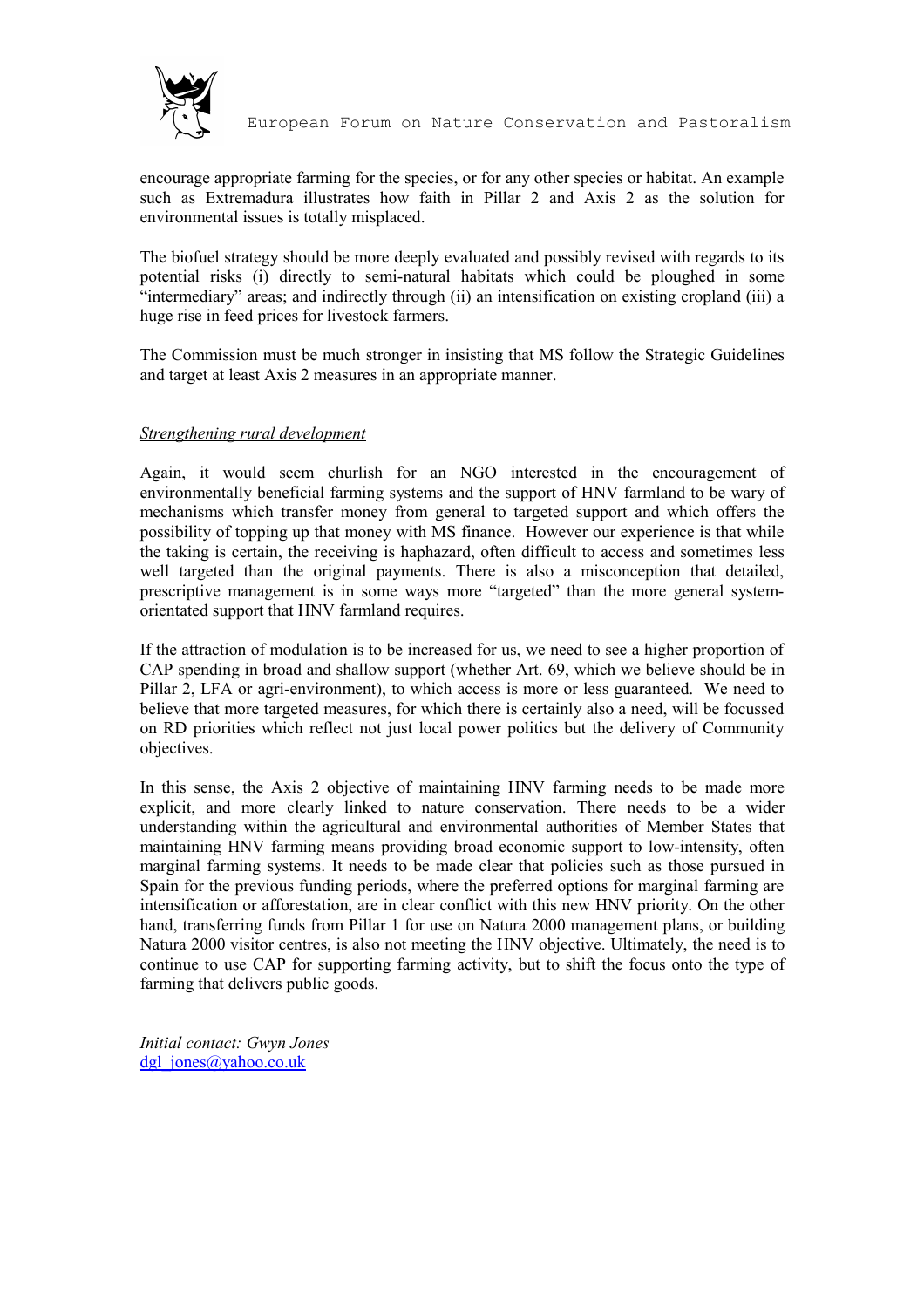encourage appropriate farming for the species, or for any other species or habitat. An example such as Extremadura illustrates how faith in Pillar 2 and Axis 2 as the solution for environmental issues is totally misplaced.

The biofuel strategy should be more deeply evaluated and possibly revised with regards to its potential risks (i) directly to semi-natural habitats which could be ploughed in some "intermediary" areas; and indirectly through (ii) an intensification on existing cropland (iii) a huge rise in feed prices for livestock farmers.

The Commission must be much stronger in insisting that MS follow the Strategic Guidelines and target at least Axis 2 measures in an appropriate manner.

*Strengthening rural development*

Again, it would seem churlish for an NGO interested in the encouragement of environmentally beneficial farming systems and the support of HNV farmland to be wary of mechanisms which transfer money from general to targeted support and which offers the possibility of topping up that money with MS finance. However our experience is that while the taking is certain, the receiving is haphazard, often difficult to access and sometimes less well targeted than the original payments. There is also a misconception that detailed, prescriptive management is in some ways more "targeted" than the more general system-orientated support that HNV farmland requires.

If the attraction of modulation is to be increased for us, we need to see a higher proportion of CAP spending in broad and shallow support (whether Art. 69, which we believe should be in Pillar 2, LFA or agri-environment), to which access is more or less guaranteed. We need to believe that more targeted measures, for which there is certainly also a need, will be focussed on RD priorities which reflect not just local power politics but the delivery of Community objectives.

In this sense, the Axis 2 objective of maintaining HNV farming needs to be made more explicit, and more clearly linked to nature conservation. There needs to be a wider understanding within the agricultural and environmental authorities of Member States that maintaining HNV farming means providing broad economic support to low-intensity, often marginal farming systems. It needs to be made clear that policies such as those pursued in Spain for the previous funding periods, where the preferred options for marginal farming are intensification or afforestation, are in clear conflict with this new HNV priority. On the other hand, transferring funds from Pillar 1 for use on Natura 2000 management plans, or building Natura 2000 visitor centres, is also not meeting the HNV objective. Ultimately, the need is to continue to use CAP for supporting farming activity, but to shift the focus onto the type of farming that delivers public goods.

*Initial contact: Gwyn Jones*
dgl_jones@yahoo.co.uk